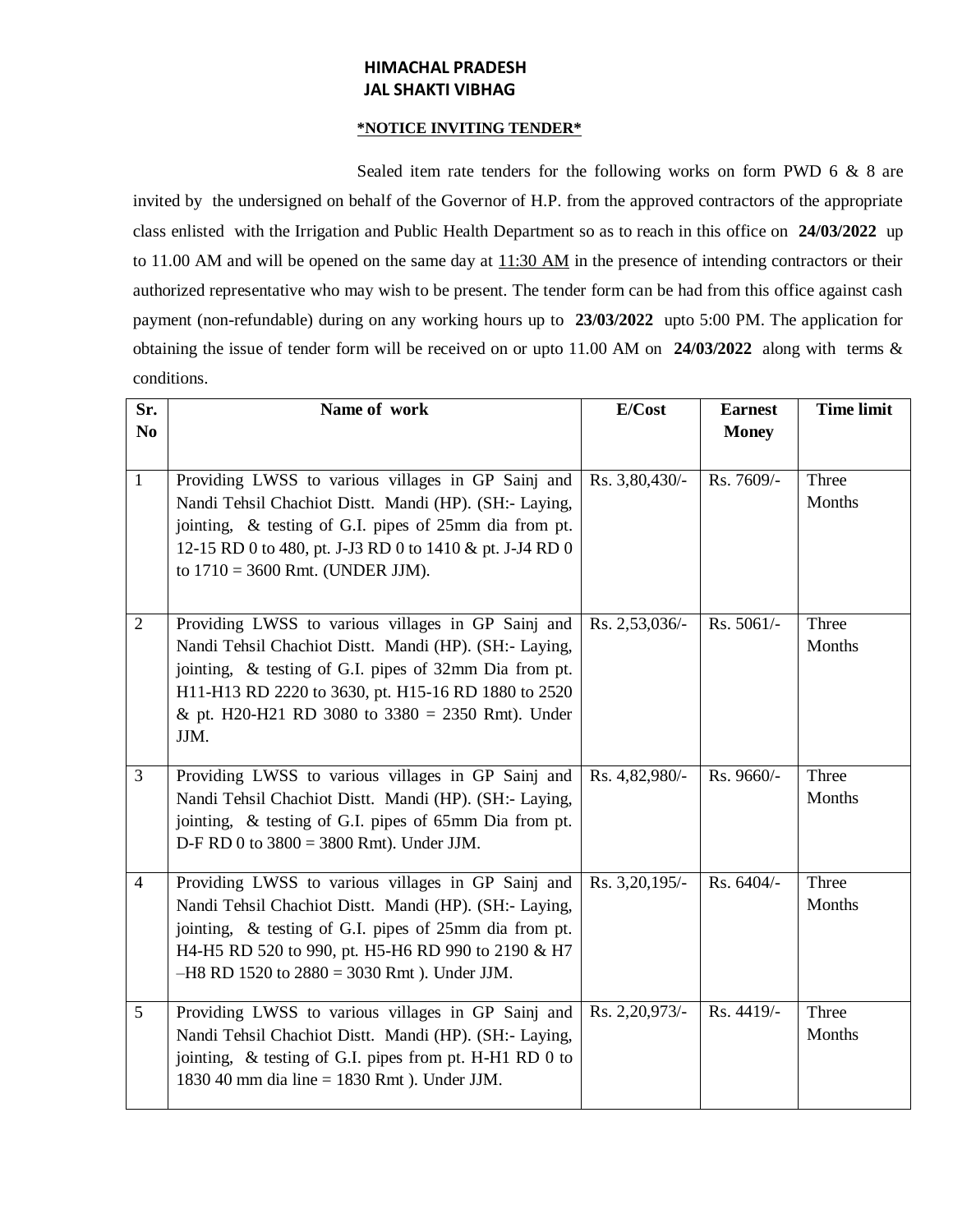# HIMACHAL PRADESH
# JAL SHAKTI VIBHAG

**\*NOTICE INVITING TENDER\***

Sealed item rate tenders for the following works on form PWD 6 & 8 are invited by the undersigned on behalf of the Governor of H.P. from the approved contractors of the appropriate class enlisted with the Irrigation and Public Health Department so as to reach in this office on **24/03/2022** up to 11.00 AM and will be opened on the same day at 11:30 AM in the presence of intending contractors or their authorized representative who may wish to be present. The tender form can be had from this office against cash payment (non-refundable) during on any working hours up to **23/03/2022** upto 5:00 PM. The application for obtaining the issue of tender form will be received on or upto 11.00 AM on **24/03/2022** along with terms & conditions.

| Sr. No | Name of work | E/Cost | Earnest Money | Time limit |
|---|---|---|---|---|
| 1 | Providing LWSS to various villages in GP Sainj and Nandi Tehsil Chachiot Distt. Mandi (HP). (SH:- Laying, jointing, & testing of G.I. pipes of 25mm dia from pt. 12-15 RD 0 to 480, pt. J-J3 RD 0 to 1410 & pt. J-J4 RD 0 to 1710 = 3600 Rmt. (UNDER JJM). | Rs. 3,80,430/- | Rs. 7609/- | Three Months |
| 2 | Providing LWSS to various villages in GP Sainj and Nandi Tehsil Chachiot Distt. Mandi (HP). (SH:- Laying, jointing, & testing of G.I. pipes of 32mm Dia from pt. H11-H13 RD 2220 to 3630, pt. H15-16 RD 1880 to 2520 & pt. H20-H21 RD 3080 to 3380 = 2350 Rmt). Under JJM. | Rs. 2,53,036/- | Rs. 5061/- | Three Months |
| 3 | Providing LWSS to various villages in GP Sainj and Nandi Tehsil Chachiot Distt. Mandi (HP). (SH:- Laying, jointing, & testing of G.I. pipes of 65mm Dia from pt. D-F RD 0 to 3800 = 3800 Rmt). Under JJM. | Rs. 4,82,980/- | Rs. 9660/- | Three Months |
| 4 | Providing LWSS to various villages in GP Sainj and Nandi Tehsil Chachiot Distt. Mandi (HP). (SH:- Laying, jointing, & testing of G.I. pipes of 25mm dia from pt. H4-H5 RD 520 to 990, pt. H5-H6 RD 990 to 2190 & H7 –H8 RD 1520 to 2880 = 3030 Rmt ). Under JJM. | Rs. 3,20,195/- | Rs. 6404/- | Three Months |
| 5 | Providing LWSS to various villages in GP Sainj and Nandi Tehsil Chachiot Distt. Mandi (HP). (SH:- Laying, jointing, & testing of G.I. pipes from pt. H-H1 RD 0 to 1830 40 mm dia line = 1830 Rmt ). Under JJM. | Rs. 2,20,973/- | Rs. 4419/- | Three Months |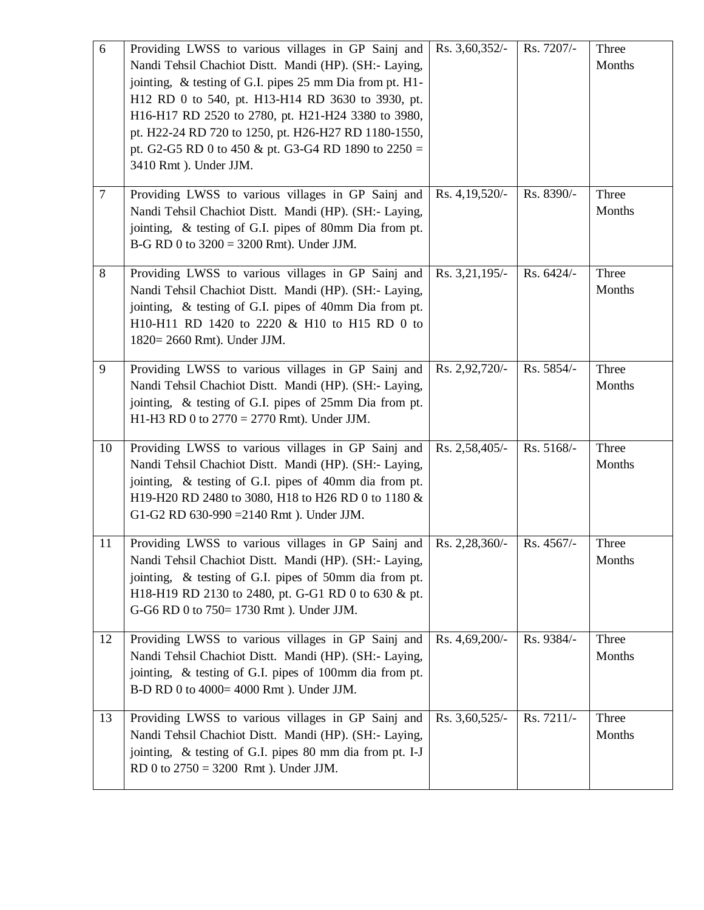| 6 | Providing LWSS to various villages in GP Sainj and Nandi Tehsil Chachiot Distt. Mandi (HP). (SH:- Laying, jointing, & testing of G.I. pipes 25 mm Dia from pt. H1-H12 RD 0 to 540, pt. H13-H14 RD 3630 to 3930, pt. H16-H17 RD 2520 to 2780, pt. H21-H24 3380 to 3980, pt. H22-24 RD 720 to 1250, pt. H26-H27 RD 1180-1550, pt. G2-G5 RD 0 to 450 & pt. G3-G4 RD 1890 to 2250 = 3410 Rmt ). Under JJM. | Rs. 3,60,352/- | Rs. 7207/- | Three Months |
|---|---|---|---|---|
| 7 | Providing LWSS to various villages in GP Sainj and Nandi Tehsil Chachiot Distt. Mandi (HP). (SH:- Laying, jointing, & testing of G.I. pipes of 80mm Dia from pt. B-G RD 0 to 3200 = 3200 Rmt). Under JJM. | Rs. 4,19,520/- | Rs. 8390/- | Three Months |
| 8 | Providing LWSS to various villages in GP Sainj and Nandi Tehsil Chachiot Distt. Mandi (HP). (SH:- Laying, jointing, & testing of G.I. pipes of 40mm Dia from pt. H10-H11 RD 1420 to 2220 & H10 to H15 RD 0 to 1820= 2660 Rmt). Under JJM. | Rs. 3,21,195/- | Rs. 6424/- | Three Months |
| 9 | Providing LWSS to various villages in GP Sainj and Nandi Tehsil Chachiot Distt. Mandi (HP). (SH:- Laying, jointing, & testing of G.I. pipes of 25mm Dia from pt. H1-H3 RD 0 to 2770 = 2770 Rmt). Under JJM. | Rs. 2,92,720/- | Rs. 5854/- | Three Months |
| 10 | Providing LWSS to various villages in GP Sainj and Nandi Tehsil Chachiot Distt. Mandi (HP). (SH:- Laying, jointing, & testing of G.I. pipes of 40mm dia from pt. H19-H20 RD 2480 to 3080, H18 to H26 RD 0 to 1180 & G1-G2 RD 630-990 =2140 Rmt ). Under JJM. | Rs. 2,58,405/- | Rs. 5168/- | Three Months |
| 11 | Providing LWSS to various villages in GP Sainj and Nandi Tehsil Chachiot Distt. Mandi (HP). (SH:- Laying, jointing, & testing of G.I. pipes of 50mm dia from pt. H18-H19 RD 2130 to 2480, pt. G-G1 RD 0 to 630 & pt. G-G6 RD 0 to 750= 1730 Rmt ). Under JJM. | Rs. 2,28,360/- | Rs. 4567/- | Three Months |
| 12 | Providing LWSS to various villages in GP Sainj and Nandi Tehsil Chachiot Distt. Mandi (HP). (SH:- Laying, jointing, & testing of G.I. pipes of 100mm dia from pt. B-D RD 0 to 4000= 4000 Rmt ). Under JJM. | Rs. 4,69,200/- | Rs. 9384/- | Three Months |
| 13 | Providing LWSS to various villages in GP Sainj and Nandi Tehsil Chachiot Distt. Mandi (HP). (SH:- Laying, jointing, & testing of G.I. pipes 80 mm dia from pt. I-J RD 0 to 2750 = 3200 Rmt ). Under JJM. | Rs. 3,60,525/- | Rs. 7211/- | Three Months |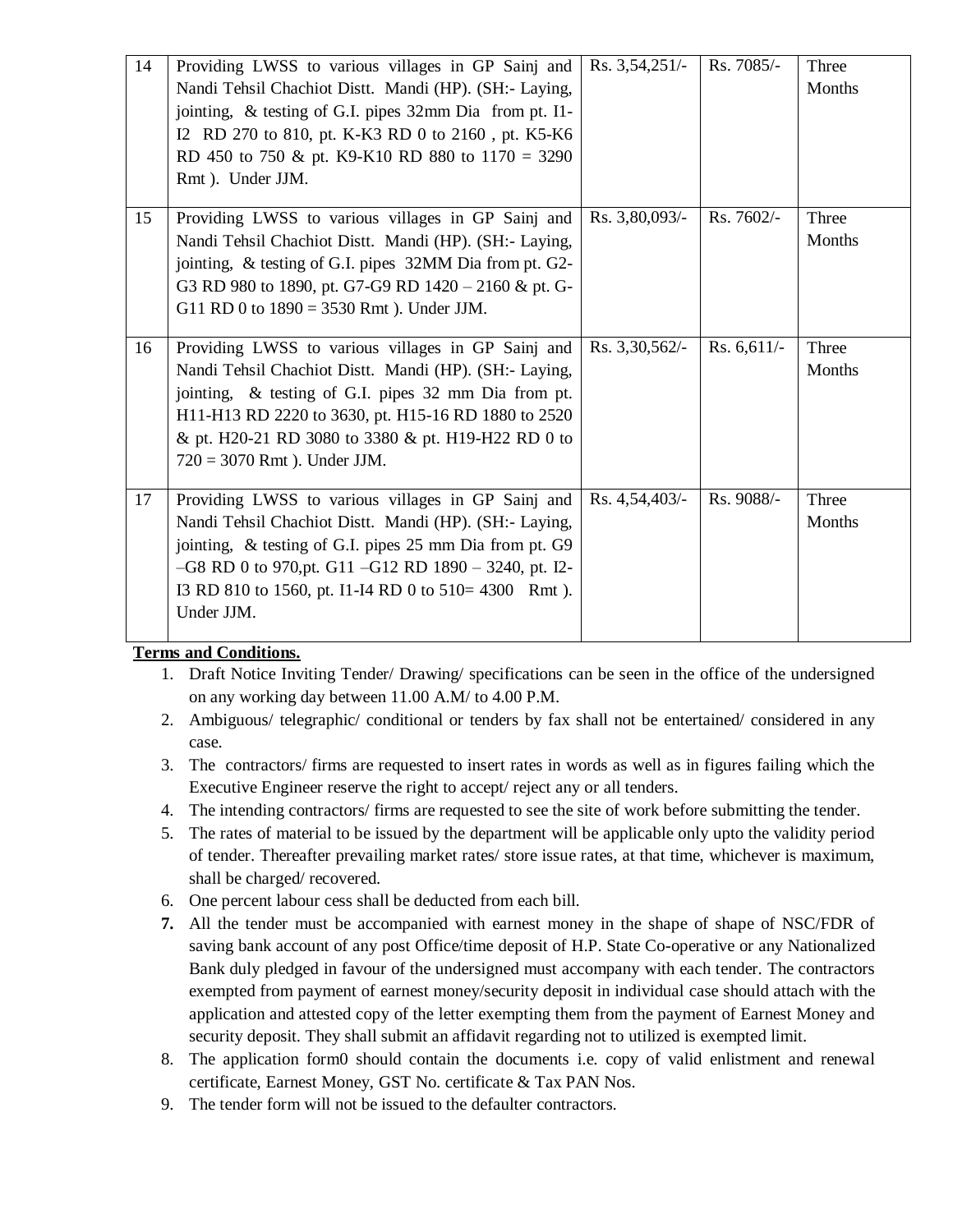| 14 | Providing LWSS to various villages in GP Sainj and Nandi Tehsil Chachiot Distt. Mandi (HP). (SH:- Laying, jointing, & testing of G.I. pipes 32mm Dia from pt. I1-I2 RD 270 to 810, pt. K-K3 RD 0 to 2160 , pt. K5-K6 RD 450 to 750 & pt. K9-K10 RD 880 to 1170 = 3290 Rmt ). Under JJM. | Rs. 3,54,251/- | Rs. 7085/- | Three Months |
|---|---|---|---|---|
| 15 | Providing LWSS to various villages in GP Sainj and Nandi Tehsil Chachiot Distt. Mandi (HP). (SH:- Laying, jointing, & testing of G.I. pipes 32MM Dia from pt. G2-G3 RD 980 to 1890, pt. G7-G9 RD 1420 – 2160 & pt. G-G11 RD 0 to 1890 = 3530 Rmt ). Under JJM. | Rs. 3,80,093/- | Rs. 7602/- | Three Months |
| 16 | Providing LWSS to various villages in GP Sainj and Nandi Tehsil Chachiot Distt. Mandi (HP). (SH:- Laying, jointing, & testing of G.I. pipes 32 mm Dia from pt. H11-H13 RD 2220 to 3630, pt. H15-16 RD 1880 to 2520 & pt. H20-21 RD 3080 to 3380 & pt. H19-H22 RD 0 to 720 = 3070 Rmt ). Under JJM. | Rs. 3,30,562/- | Rs. 6,611/- | Three Months |
| 17 | Providing LWSS to various villages in GP Sainj and Nandi Tehsil Chachiot Distt. Mandi (HP). (SH:- Laying, jointing, & testing of G.I. pipes 25 mm Dia from pt. G9 –G8 RD 0 to 970,pt. G11 –G12 RD 1890 – 3240, pt. I2-I3 RD 810 to 1560, pt. I1-I4 RD 0 to 510= 4300 Rmt ). Under JJM. | Rs. 4,54,403/- | Rs. 9088/- | Three Months |

**Terms and Conditions.**

1. Draft Notice Inviting Tender/ Drawing/ specifications can be seen in the office of the undersigned on any working day between 11.00 A.M/ to 4.00 P.M.
2. Ambiguous/ telegraphic/ conditional or tenders by fax shall not be entertained/ considered in any case.
3. The contractors/ firms are requested to insert rates in words as well as in figures failing which the Executive Engineer reserve the right to accept/ reject any or all tenders.
4. The intending contractors/ firms are requested to see the site of work before submitting the tender.
5. The rates of material to be issued by the department will be applicable only upto the validity period of tender. Thereafter prevailing market rates/ store issue rates, at that time, whichever is maximum, shall be charged/ recovered.
6. One percent labour cess shall be deducted from each bill.
7. All the tender must be accompanied with earnest money in the shape of shape of NSC/FDR of saving bank account of any post Office/time deposit of H.P. State Co-operative or any Nationalized Bank duly pledged in favour of the undersigned must accompany with each tender. The contractors exempted from payment of earnest money/security deposit in individual case should attach with the application and attested copy of the letter exempting them from the payment of Earnest Money and security deposit. They shall submit an affidavit regarding not to utilized is exempted limit.
8. The application form0 should contain the documents i.e. copy of valid enlistment and renewal certificate, Earnest Money, GST No. certificate & Tax PAN Nos.
9. The tender form will not be issued to the defaulter contractors.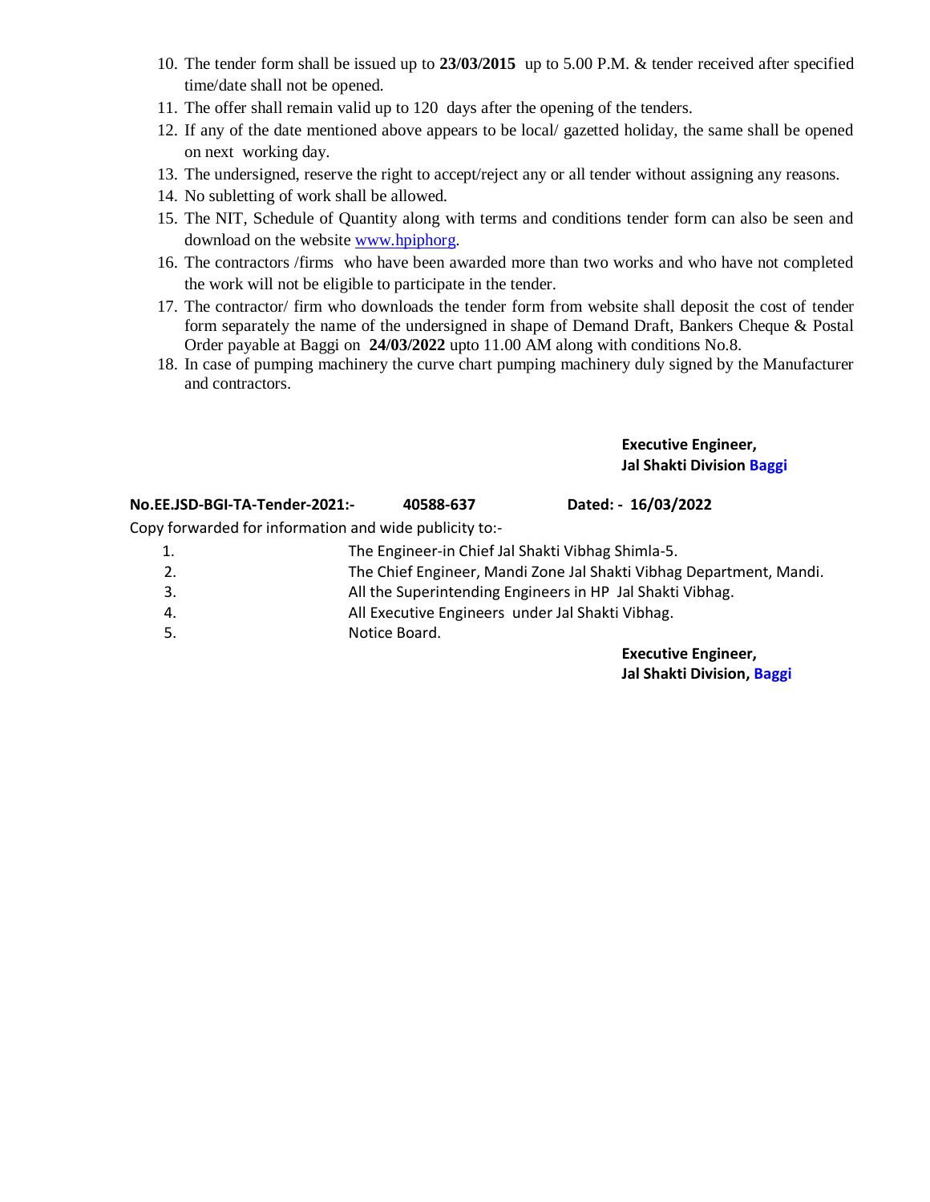10. The tender form shall be issued up to **23/03/2015** up to 5.00 P.M. & tender received after specified time/date shall not be opened.
11. The offer shall remain valid up to 120 days after the opening of the tenders.
12. If any of the date mentioned above appears to be local/ gazetted holiday, the same shall be opened on next working day.
13. The undersigned, reserve the right to accept/reject any or all tender without assigning any reasons.
14. No subletting of work shall be allowed.
15. The NIT, Schedule of Quantity along with terms and conditions tender form can also be seen and download on the website www.hpiphorg.
16. The contractors /firms who have been awarded more than two works and who have not completed the work will not be eligible to participate in the tender.
17. The contractor/ firm who downloads the tender form from website shall deposit the cost of tender form separately the name of the undersigned in shape of Demand Draft, Bankers Cheque & Postal Order payable at Baggi on **24/03/2022** upto 11.00 AM along with conditions No.8.
18. In case of pumping machinery the curve chart pumping machinery duly signed by the Manufacturer and contractors.

**Executive Engineer,**
**Jal Shakti Division Baggi**

**No.EE.JSD-BGI-TA-Tender-2021:- 40588-637 Dated: - 16/03/2022**

Copy forwarded for information and wide publicity to:-

1. The Engineer-in Chief Jal Shakti Vibhag Shimla-5.
2. The Chief Engineer, Mandi Zone Jal Shakti Vibhag Department, Mandi.
3. All the Superintending Engineers in HP Jal Shakti Vibhag.
4. All Executive Engineers under Jal Shakti Vibhag.
5. Notice Board.

**Executive Engineer,**
**Jal Shakti Division, Baggi**